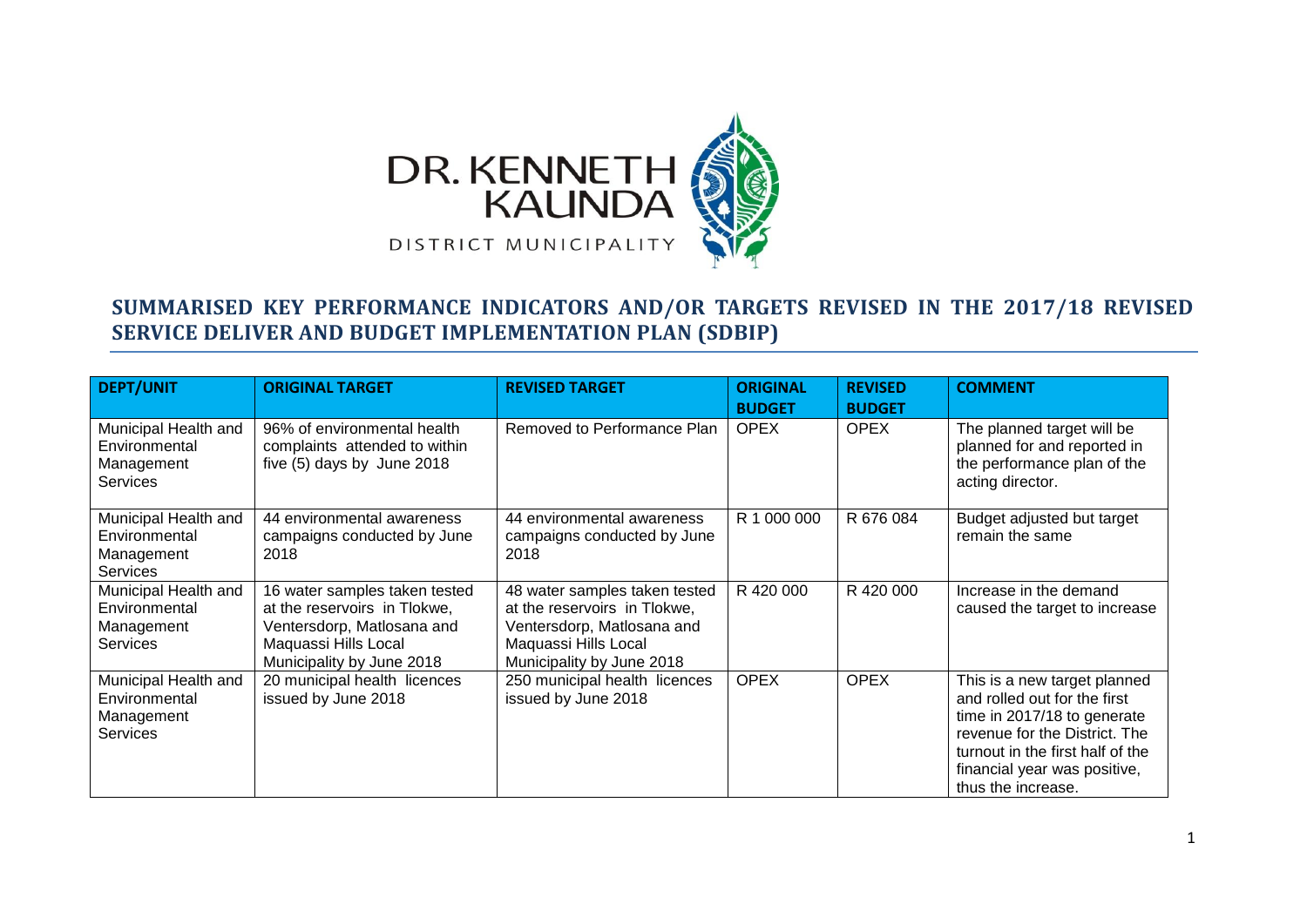DR. KENNETH KAUNDA

DISTRICT MUNICIPALITY

## SUMMARISED KEY PERFORMANCE INDICATORS AND/OR TARGETS REVISED IN THE 2017/18 REVISED SERVICE DELIVER AND BUDGET IMPLEMENTATION PLAN (SDBIP)

| DEPT/UNIT | ORIGINAL TARGET | REVISED TARGET | ORIGINAL BUDGET | REVISED BUDGET | COMMENT |
|---|---|---|---|---|---|
| Municipal Health and Environmental Management Services | 96% of environmental health complaints attended to within five (5) days by June 2018 | Removed to Performance Plan | OPEX | OPEX | The planned target will be planned for and reported in the performance plan of the acting director. |
| Municipal Health and Environmental Management Services | 44 environmental awareness campaigns conducted by June 2018 | 44 environmental awareness campaigns conducted by June 2018 | R 1 000 000 | R 676 084 | Budget adjusted but target remain the same |
| Municipal Health and Environmental Management Services | 16 water samples taken tested at the reservoirs in Tlokwe, Ventersdorp, Matlosana and Maquassi Hills Local Municipality by June 2018 | 48 water samples taken tested at the reservoirs in Tlokwe, Ventersdorp, Matlosana and Maquassi Hills Local Municipality by June 2018 | R 420 000 | R 420 000 | Increase in the demand caused the target to increase |
| Municipal Health and Environmental Management Services | 20 municipal health licences issued by June 2018 | 250 municipal health licences issued by June 2018 | OPEX | OPEX | This is a new target planned and rolled out for the first time in 2017/18 to generate revenue for the District. The turnout in the first half of the financial year was positive, thus the increase. |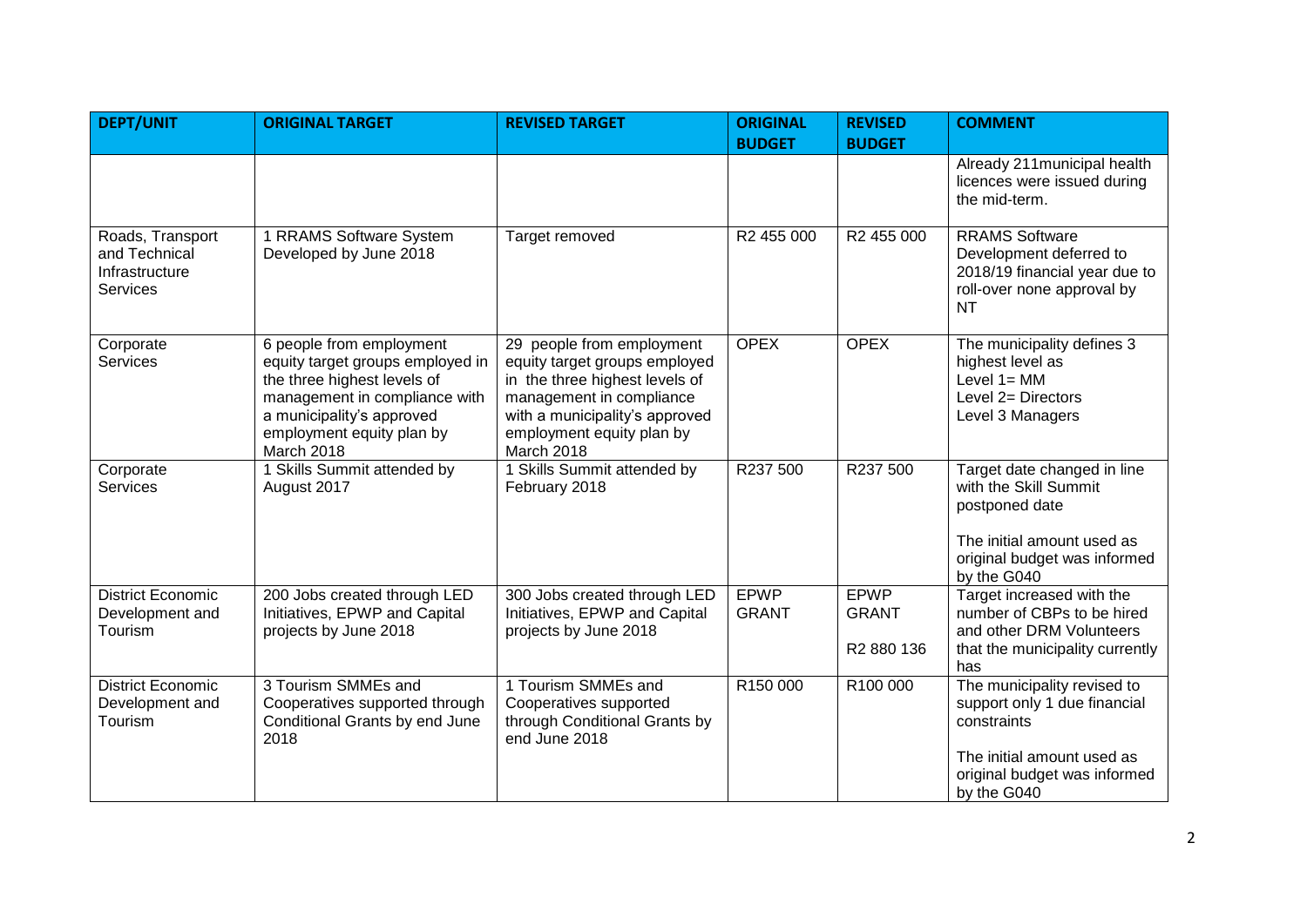| DEPT/UNIT | ORIGINAL TARGET | REVISED TARGET | ORIGINAL BUDGET | REVISED BUDGET | COMMENT |
|---|---|---|---|---|---|
| | | | | | Already 211municipal health licences were issued during the mid-term. |
| Roads, Transport and Technical Infrastructure Services | 1 RRAMS Software System Developed by June 2018 | Target removed | R2 455 000 | R2 455 000 | RRAMS Software Development deferred to 2018/19 financial year due to roll-over none approval by NT |
| Corporate Services | 6 people from employment equity target groups employed in the three highest levels of management in compliance with a municipality's approved employment equity plan by March 2018 | 29 people from employment equity target groups employed in the three highest levels of management in compliance with a municipality's approved employment equity plan by March 2018 | OPEX | OPEX | The municipality defines 3 highest level as Level 1= MM Level 2= Directors Level 3 Managers |
| Corporate Services | 1 Skills Summit attended by August 2017 | 1 Skills Summit attended by February 2018 | R237 500 | R237 500 | Target date changed in line with the Skill Summit postponed date<br><br>The initial amount used as original budget was informed by the G040 |
| District Economic Development and Tourism | 200 Jobs created through LED Initiatives, EPWP and Capital projects by June 2018 | 300 Jobs created through LED Initiatives, EPWP and Capital projects by June 2018 | EPWP GRANT | EPWP GRANT<br><br>R2 880 136 | Target increased with the number of CBPs to be hired and other DRM Volunteers that the municipality currently has |
| District Economic Development and Tourism | 3 Tourism SMMEs and Cooperatives supported through Conditional Grants by end June 2018 | 1 Tourism SMMEs and Cooperatives supported through Conditional Grants by end June 2018 | R150 000 | R100 000 | The municipality revised to support only 1 due financial constraints<br><br>The initial amount used as original budget was informed by the G040 |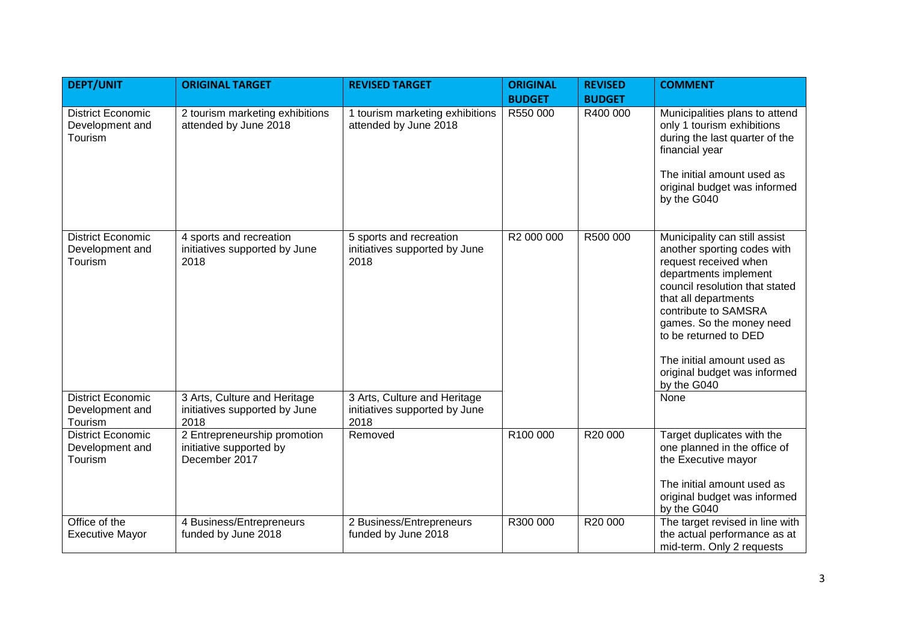| DEPT/UNIT | ORIGINAL TARGET | REVISED TARGET | ORIGINAL BUDGET | REVISED BUDGET | COMMENT |
|---|---|---|---|---|---|
| District Economic Development and Tourism | 2 tourism marketing exhibitions attended by June 2018 | 1 tourism marketing exhibitions attended by June 2018 | R550 000 | R400 000 | Municipalities plans to attend only 1 tourism exhibitions during the last quarter of the financial year<br><br>The initial amount used as original budget was informed by the G040 |
| District Economic Development and Tourism | 4 sports and recreation initiatives supported by June 2018 | 5 sports and recreation initiatives supported by June 2018 | R2 000 000 | R500 000 | Municipality can still assist another sporting codes with request received when departments implement council resolution that stated that all departments contribute to SAMSRA games. So the money need to be returned to DED<br><br>The initial amount used as original budget was informed by the G040 |
| District Economic Development and Tourism | 3 Arts, Culture and Heritage initiatives supported by June 2018 | 3 Arts, Culture and Heritage initiatives supported by June 2018 | | | None |
| District Economic Development and Tourism | 2 Entrepreneurship promotion initiative supported by December 2017 | Removed | R100 000 | R20 000 | Target duplicates with the one planned in the office of the Executive mayor<br><br>The initial amount used as original budget was informed by the G040 |
| Office of the Executive Mayor | 4 Business/Entrepreneurs funded by June 2018 | 2 Business/Entrepreneurs funded by June 2018 | R300 000 | R20 000 | The target revised in line with the actual performance as at mid-term. Only 2 requests |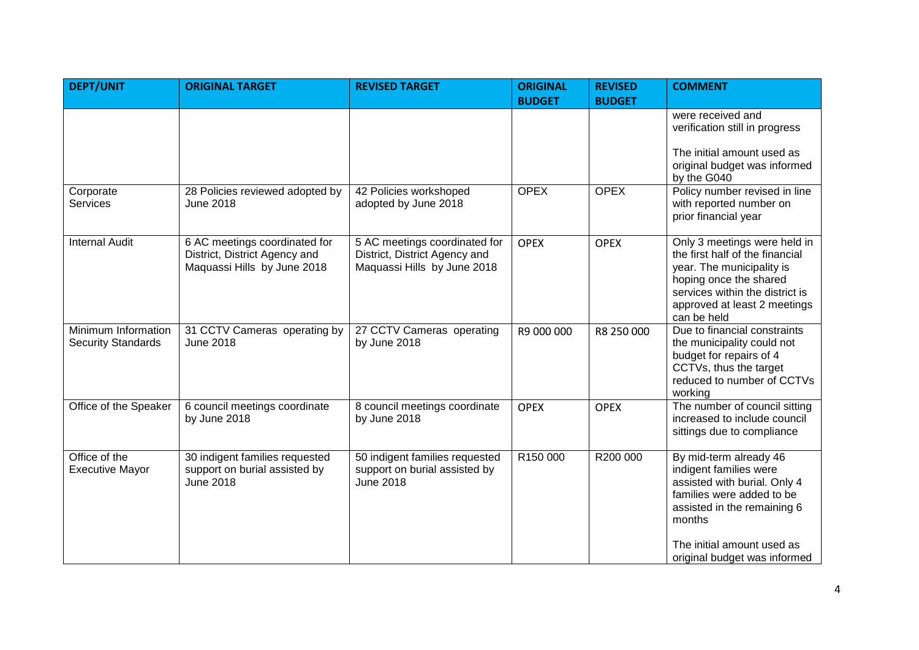| DEPT/UNIT | ORIGINAL TARGET | REVISED TARGET | ORIGINAL BUDGET | REVISED BUDGET | COMMENT |
|---|---|---|---|---|---|
| | | | | | were received and verification still in progress<br><br>The initial amount used as original budget was informed by the G040 |
| Corporate Services | 28 Policies reviewed adopted by June 2018 | 42 Policies workshoped adopted by June 2018 | OPEX | OPEX | Policy number revised in line with reported number on prior financial year |
| Internal Audit | 6 AC meetings coordinated for District, District Agency and Maquassi Hills by June 2018 | 5 AC meetings coordinated for District, District Agency and Maquassi Hills by June 2018 | OPEX | OPEX | Only 3 meetings were held in the first half of the financial year. The municipality is hoping once the shared services within the district is approved at least 2 meetings can be held |
| Minimum Information Security Standards | 31 CCTV Cameras operating by June 2018 | 27 CCTV Cameras operating by June 2018 | R9 000 000 | R8 250 000 | Due to financial constraints the municipality could not budget for repairs of 4 CCTVs, thus the target reduced to number of CCTVs working |
| Office of the Speaker | 6 council meetings coordinate by June 2018 | 8 council meetings coordinate by June 2018 | OPEX | OPEX | The number of council sitting increased to include council sittings due to compliance |
| Office of the Executive Mayor | 30 indigent families requested support on burial assisted by June 2018 | 50 indigent families requested support on burial assisted by June 2018 | R150 000 | R200 000 | By mid-term already 46 indigent families were assisted with burial. Only 4 families were added to be assisted in the remaining 6 months<br><br>The initial amount used as original budget was informed |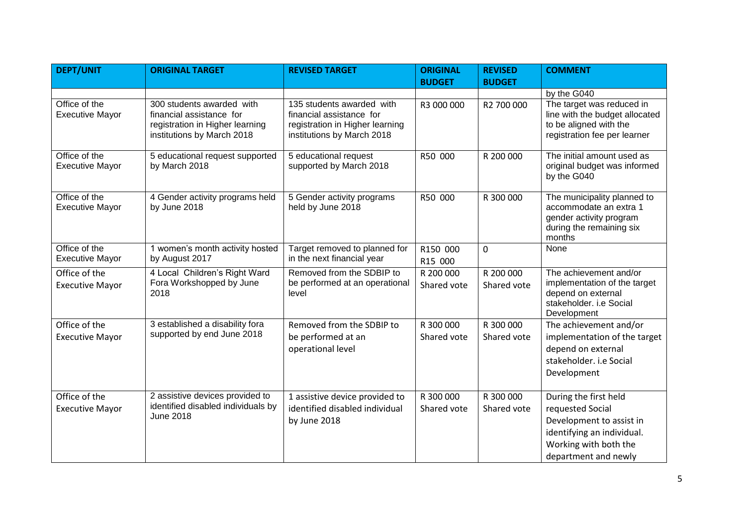| DEPT/UNIT | ORIGINAL TARGET | REVISED TARGET | ORIGINAL BUDGET | REVISED BUDGET | COMMENT |
|---|---|---|---|---|---|
| | | | | | by the G040 |
| Office of the Executive Mayor | 300 students awarded with financial assistance for registration in Higher learning institutions by March 2018 | 135 students awarded with financial assistance for registration in Higher learning institutions by March 2018 | R3 000 000 | R2 700 000 | The target was reduced in line with the budget allocated to be aligned with the registration fee per learner |
| Office of the Executive Mayor | 5 educational request supported by March 2018 | 5 educational request supported by March 2018 | R50 000 | R 200 000 | The initial amount used as original budget was informed by the G040 |
| Office of the Executive Mayor | 4 Gender activity programs held by June 2018 | 5 Gender activity programs held by June 2018 | R50 000 | R 300 000 | The municipality planned to accommodate an extra 1 gender activity program during the remaining six months |
| Office of the Executive Mayor | 1 women's month activity hosted by August 2017 | Target removed to planned for in the next financial year | R150 000 R15 000 | 0 | None |
| Office of the Executive Mayor | 4 Local Children's Right Ward Fora Workshopped by June 2018 | Removed from the SDBIP to be performed at an operational level | R 200 000 Shared vote | R 200 000 Shared vote | The achievement and/or implementation of the target depend on external stakeholder. i.e Social Development |
| Office of the Executive Mayor | 3 established a disability fora supported by end June 2018 | Removed from the SDBIP to be performed at an operational level | R 300 000 Shared vote | R 300 000 Shared vote | The achievement and/or implementation of the target depend on external stakeholder. i.e Social Development |
| Office of the Executive Mayor | 2 assistive devices provided to identified disabled individuals by June 2018 | 1 assistive device provided to identified disabled individual by June 2018 | R 300 000 Shared vote | R 300 000 Shared vote | During the first held requested Social Development to assist in identifying an individual. Working with both the department and newly |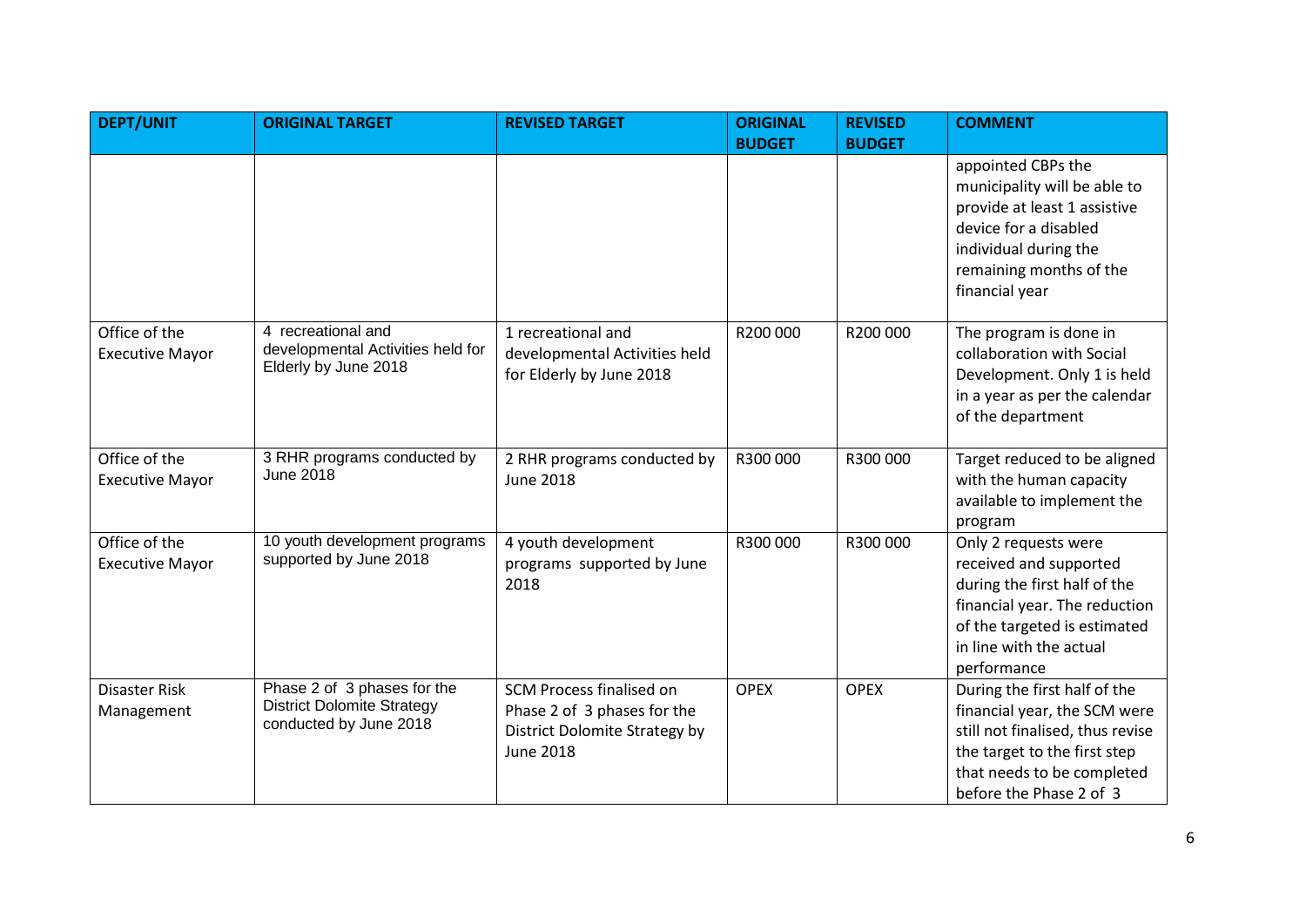| DEPT/UNIT | ORIGINAL TARGET | REVISED TARGET | ORIGINAL BUDGET | REVISED BUDGET | COMMENT |
|---|---|---|---|---|---|
| | | | | | appointed CBPs the municipality will be able to provide at least 1 assistive device for a disabled individual during the remaining months of the financial year |
| Office of the Executive Mayor | 4 recreational and developmental Activities held for Elderly by June 2018 | 1 recreational and developmental Activities held for Elderly by June 2018 | R200 000 | R200 000 | The program is done in collaboration with Social Development. Only 1 is held in a year as per the calendar of the department |
| Office of the Executive Mayor | 3 RHR programs conducted by June 2018 | 2 RHR programs conducted by June 2018 | R300 000 | R300 000 | Target reduced to be aligned with the human capacity available to implement the program |
| Office of the Executive Mayor | 10 youth development programs supported by June 2018 | 4 youth development programs supported by June 2018 | R300 000 | R300 000 | Only 2 requests were received and supported during the first half of the financial year. The reduction of the targeted is estimated in line with the actual performance |
| Disaster Risk Management | Phase 2 of 3 phases for the District Dolomite Strategy conducted by June 2018 | SCM Process finalised on Phase 2 of 3 phases for the District Dolomite Strategy by June 2018 | OPEX | OPEX | During the first half of the financial year, the SCM were still not finalised, thus revise the target to the first step that needs to be completed before the Phase 2 of 3 |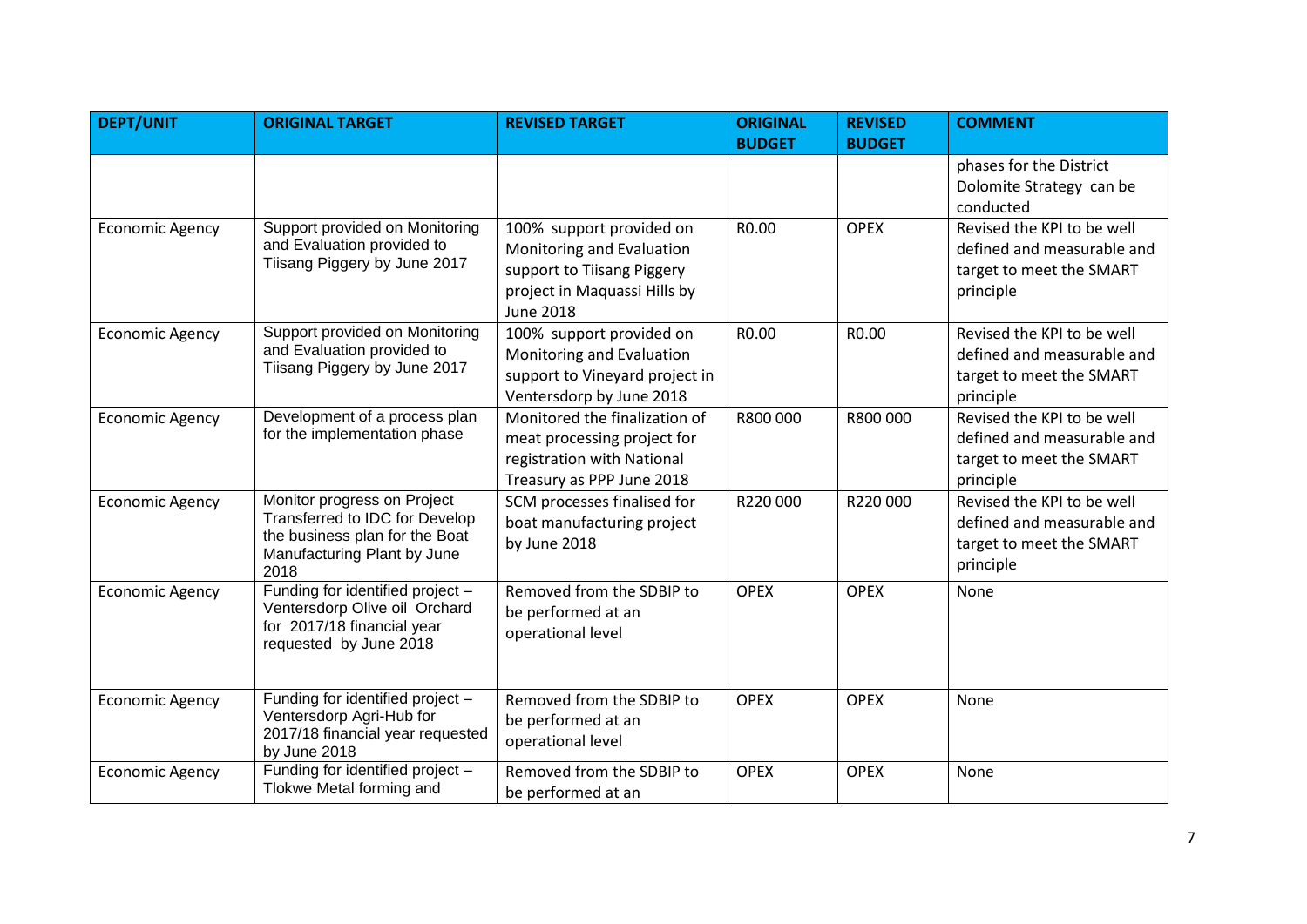| DEPT/UNIT | ORIGINAL TARGET | REVISED TARGET | ORIGINAL BUDGET | REVISED BUDGET | COMMENT |
|---|---|---|---|---|---|
| | | | | | phases for the District Dolomite Strategy can be conducted |
| Economic Agency | Support provided on Monitoring and Evaluation provided to Tiisang Piggery by June 2017 | 100% support provided on Monitoring and Evaluation support to Tiisang Piggery project in Maquassi Hills by June 2018 | R0.00 | OPEX | Revised the KPI to be well defined and measurable and target to meet the SMART principle |
| Economic Agency | Support provided on Monitoring and Evaluation provided to Tiisang Piggery by June 2017 | 100% support provided on Monitoring and Evaluation support to Vineyard project in Ventersdorp by June 2018 | R0.00 | R0.00 | Revised the KPI to be well defined and measurable and target to meet the SMART principle |
| Economic Agency | Development of a process plan for the implementation phase | Monitored the finalization of meat processing project for registration with National Treasury as PPP June 2018 | R800 000 | R800 000 | Revised the KPI to be well defined and measurable and target to meet the SMART principle |
| Economic Agency | Monitor progress on Project Transferred to IDC for Develop the business plan for the Boat Manufacturing Plant by June 2018 | SCM processes finalised for boat manufacturing project by June 2018 | R220 000 | R220 000 | Revised the KPI to be well defined and measurable and target to meet the SMART principle |
| Economic Agency | Funding for identified project – Ventersdorp Olive oil Orchard for 2017/18 financial year requested by June 2018 | Removed from the SDBIP to be performed at an operational level | OPEX | OPEX | None |
| Economic Agency | Funding for identified project – Ventersdorp Agri-Hub for 2017/18 financial year requested by June 2018 | Removed from the SDBIP to be performed at an operational level | OPEX | OPEX | None |
| Economic Agency | Funding for identified project – Tlokwe Metal forming and | Removed from the SDBIP to be performed at an | OPEX | OPEX | None |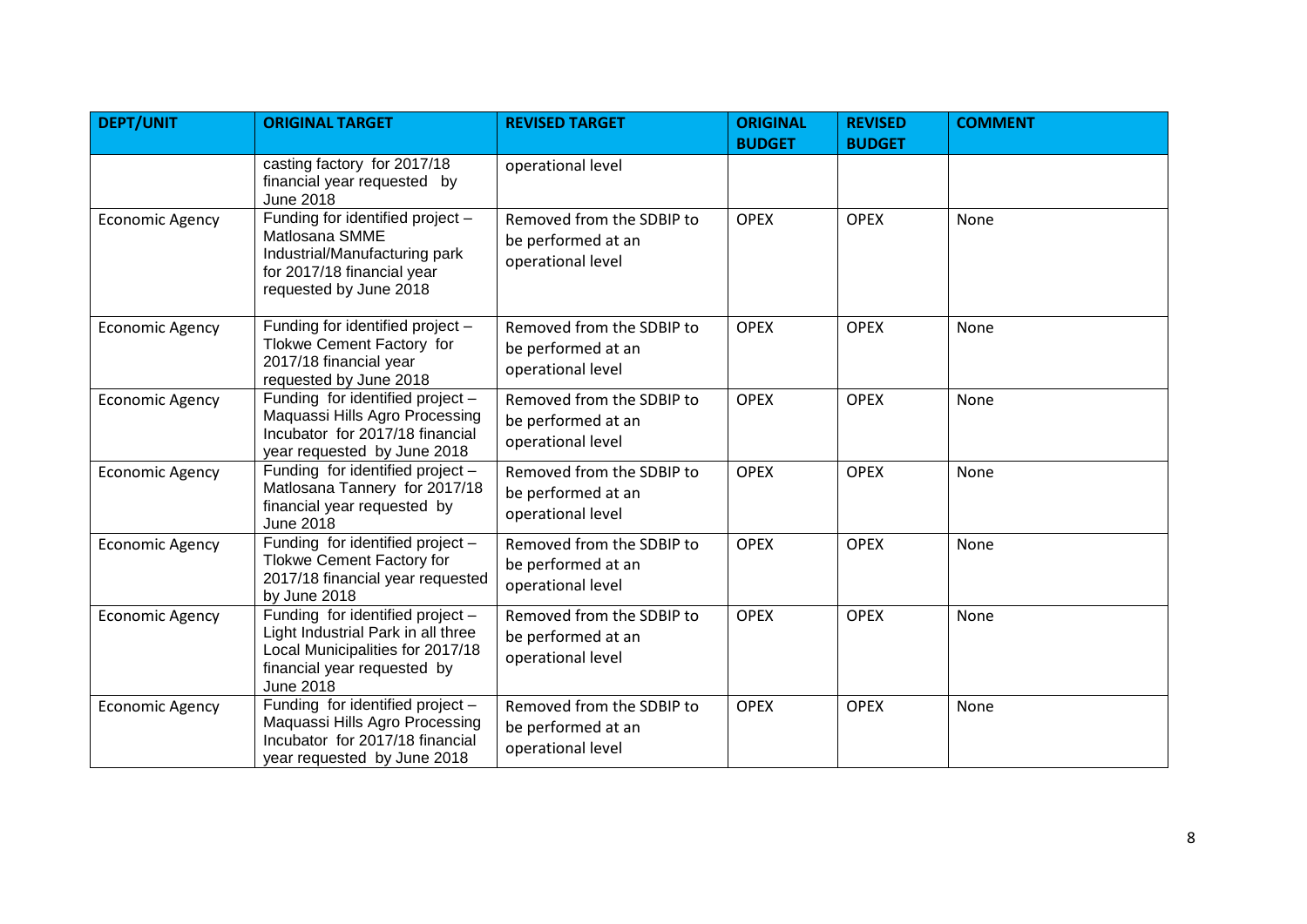| DEPT/UNIT | ORIGINAL TARGET | REVISED TARGET | ORIGINAL BUDGET | REVISED BUDGET | COMMENT |
|---|---|---|---|---|---|
| | casting factory for 2017/18 financial year requested by June 2018 | operational level | | | |
| Economic Agency | Funding for identified project – Matlosana SMME Industrial/Manufacturing park for 2017/18 financial year requested by June 2018 | Removed from the SDBIP to be performed at an operational level | OPEX | OPEX | None |
| Economic Agency | Funding for identified project – Tlokwe Cement Factory for 2017/18 financial year requested by June 2018 | Removed from the SDBIP to be performed at an operational level | OPEX | OPEX | None |
| Economic Agency | Funding for identified project – Maquassi Hills Agro Processing Incubator for 2017/18 financial year requested by June 2018 | Removed from the SDBIP to be performed at an operational level | OPEX | OPEX | None |
| Economic Agency | Funding for identified project – Matlosana Tannery for 2017/18 financial year requested by June 2018 | Removed from the SDBIP to be performed at an operational level | OPEX | OPEX | None |
| Economic Agency | Funding for identified project – Tlokwe Cement Factory for 2017/18 financial year requested by June 2018 | Removed from the SDBIP to be performed at an operational level | OPEX | OPEX | None |
| Economic Agency | Funding for identified project – Light Industrial Park in all three Local Municipalities for 2017/18 financial year requested by June 2018 | Removed from the SDBIP to be performed at an operational level | OPEX | OPEX | None |
| Economic Agency | Funding for identified project – Maquassi Hills Agro Processing Incubator for 2017/18 financial year requested by June 2018 | Removed from the SDBIP to be performed at an operational level | OPEX | OPEX | None |